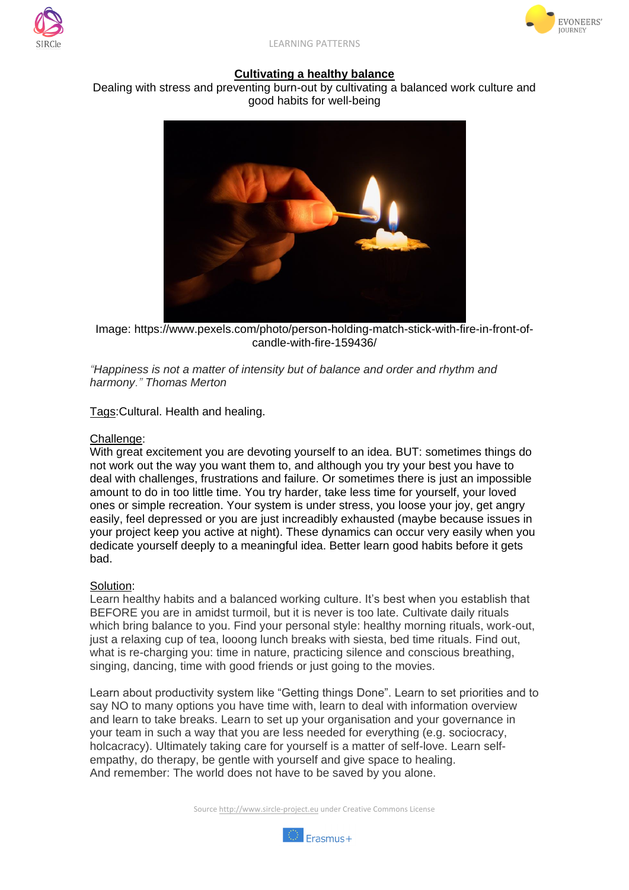# Cultivating a healthy balance

Dealing with stress and preventing burn-out by cultivating a balanced work culture and good habits for well-being

Image: https://www.pexels.com/photo/person-holding-match-stick-with-fire-in-front-of-candle-with-fire-159436/

*"Happiness is not a matter of intensity but of balance and order and rhythm and harmony." Thomas Merton*

Tags:Cultural. Health and healing.

## Challenge:

With great excitement you are devoting yourself to an idea. BUT: sometimes things do not work out the way you want them to, and although you try your best you have to deal with challenges, frustrations and failure. Or sometimes there is just an impossible amount to do in too little time. You try harder, take less time for yourself, your loved ones or simple recreation. Your system is under stress, you loose your joy, get angry easily, feel depressed or you are just increadibly exhausted (maybe because issues in your project keep you active at night). These dynamics can occur very easily when you dedicate yourself deeply to a meaningful idea. Better learn good habits before it gets bad.

## Solution:

Learn healthy habits and a balanced working culture. It's best when you establish that BEFORE you are in amidst turmoil, but it is never is too late. Cultivate daily rituals which bring balance to you. Find your personal style: healthy morning rituals, work-out, just a relaxing cup of tea, looong lunch breaks with siesta, bed time rituals. Find out, what is re-charging you: time in nature, practicing silence and conscious breathing, singing, dancing, time with good friends or just going to the movies.

Learn about productivity system like "Getting things Done". Learn to set priorities and to say NO to many options you have time with, learn to deal with information overview and learn to take breaks. Learn to set up your organisation and your governance in your team in such a way that you are less needed for everything (e.g. sociocracy, holcacracy). Ultimately taking care for yourself is a matter of self-love. Learn self-empathy, do therapy, be gentle with yourself and give space to healing.
And remember: The world does not have to be saved by you alone.

Source http://www.sircle-project.eu under Creative Commons License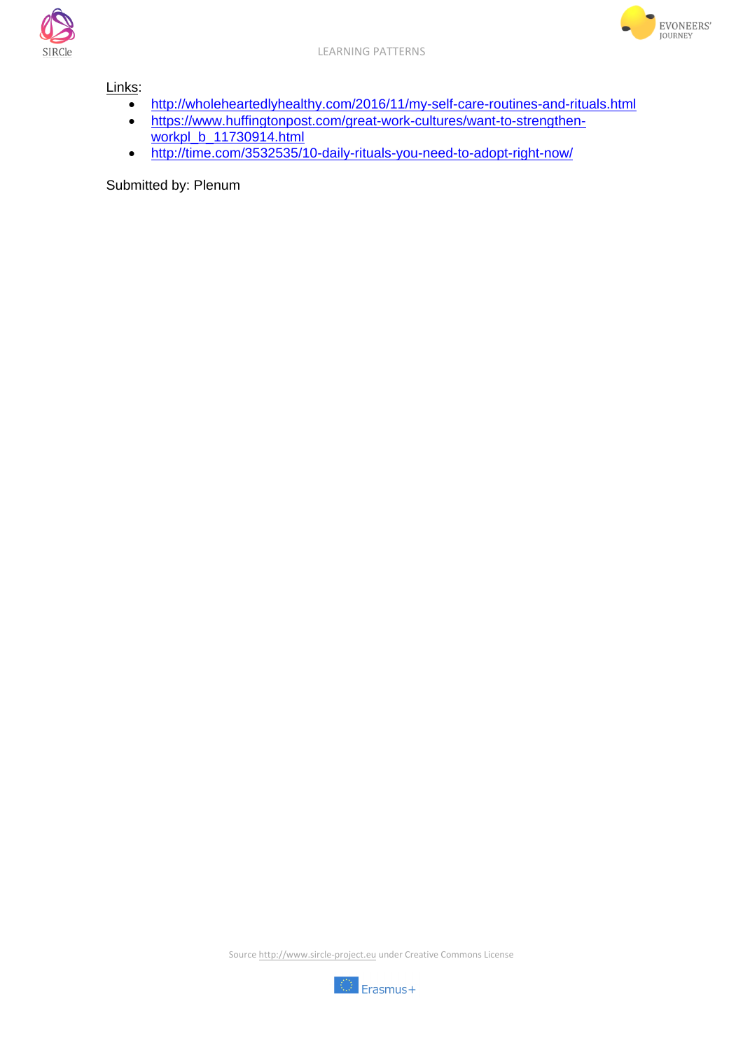Links:

- http://wholeheartedlyhealthy.com/2016/11/my-self-care-routines-and-rituals.html
- https://www.huffingtonpost.com/great-work-cultures/want-to-strengthen-workpl_b_11730914.html
- http://time.com/3532535/10-daily-rituals-you-need-to-adopt-right-now/

Submitted by: Plenum